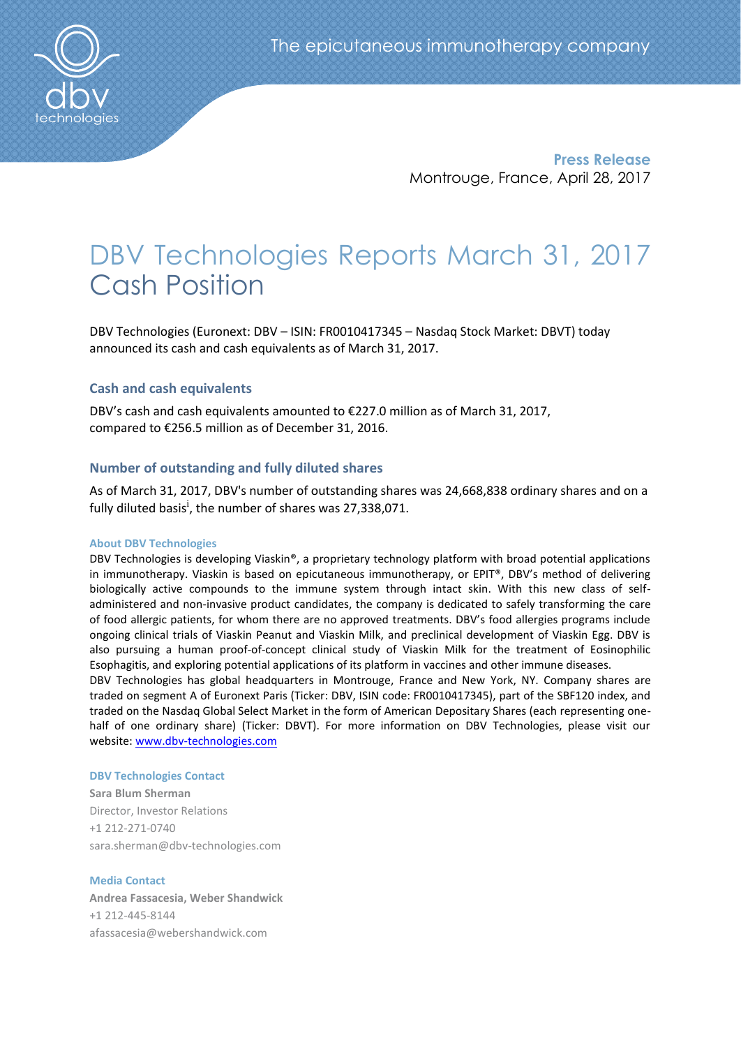The epicutaneous immunotherapy company

**Press Release**
Montrouge, France, April 28, 2017

# DBV Technologies Reports March 31, 2017 Cash Position

DBV Technologies (Euronext: DBV – ISIN: FR0010417345 – Nasdaq Stock Market: DBVT) today announced its cash and cash equivalents as of March 31, 2017.

## Cash and cash equivalents

DBV's cash and cash equivalents amounted to €227.0 million as of March 31, 2017, compared to €256.5 million as of December 31, 2016.

## Number of outstanding and fully diluted shares

As of March 31, 2017, DBV's number of outstanding shares was 24,668,838 ordinary shares and on a fully diluted basis[i], the number of shares was 27,338,071.

### About DBV Technologies

DBV Technologies is developing Viaskin®, a proprietary technology platform with broad potential applications in immunotherapy. Viaskin is based on epicutaneous immunotherapy, or EPIT®, DBV's method of delivering biologically active compounds to the immune system through intact skin. With this new class of self-administered and non-invasive product candidates, the company is dedicated to safely transforming the care of food allergic patients, for whom there are no approved treatments. DBV's food allergies programs include ongoing clinical trials of Viaskin Peanut and Viaskin Milk, and preclinical development of Viaskin Egg. DBV is also pursuing a human proof-of-concept clinical study of Viaskin Milk for the treatment of Eosinophilic Esophagitis, and exploring potential applications of its platform in vaccines and other immune diseases.
DBV Technologies has global headquarters in Montrouge, France and New York, NY. Company shares are traded on segment A of Euronext Paris (Ticker: DBV, ISIN code: FR0010417345), part of the SBF120 index, and traded on the Nasdaq Global Select Market in the form of American Depositary Shares (each representing one-half of one ordinary share) (Ticker: DBVT). For more information on DBV Technologies, please visit our website: www.dbv-technologies.com

### DBV Technologies Contact

**Sara Blum Sherman**
Director, Investor Relations
+1 212-271-0740
sara.sherman@dbv-technologies.com

### Media Contact

**Andrea Fassacesia, Weber Shandwick**
+1 212-445-8144
afassacesia@webershandwick.com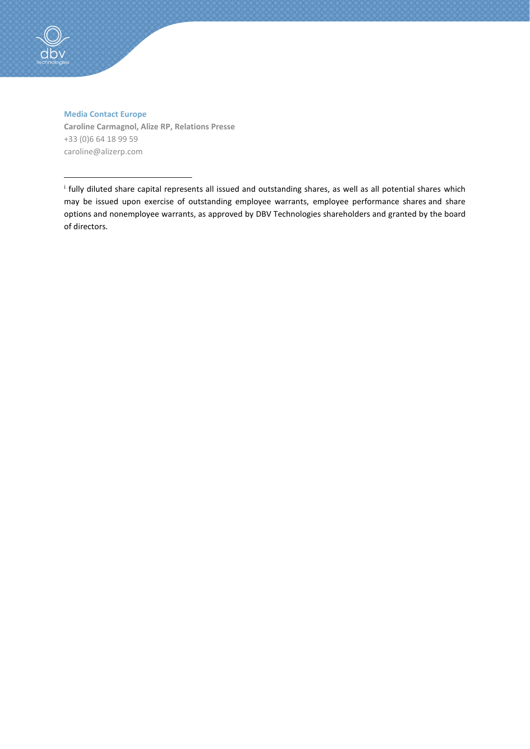**Media Contact Europe**

**Caroline Carmagnol, Alize RP, Relations Presse**

+33 (0)6 64 18 99 59

caroline@alizerp.com

---

[i] fully diluted share capital represents all issued and outstanding shares, as well as all potential shares which may be issued upon exercise of outstanding employee warrants, employee performance shares and share options and nonemployee warrants, as approved by DBV Technologies shareholders and granted by the board of directors.